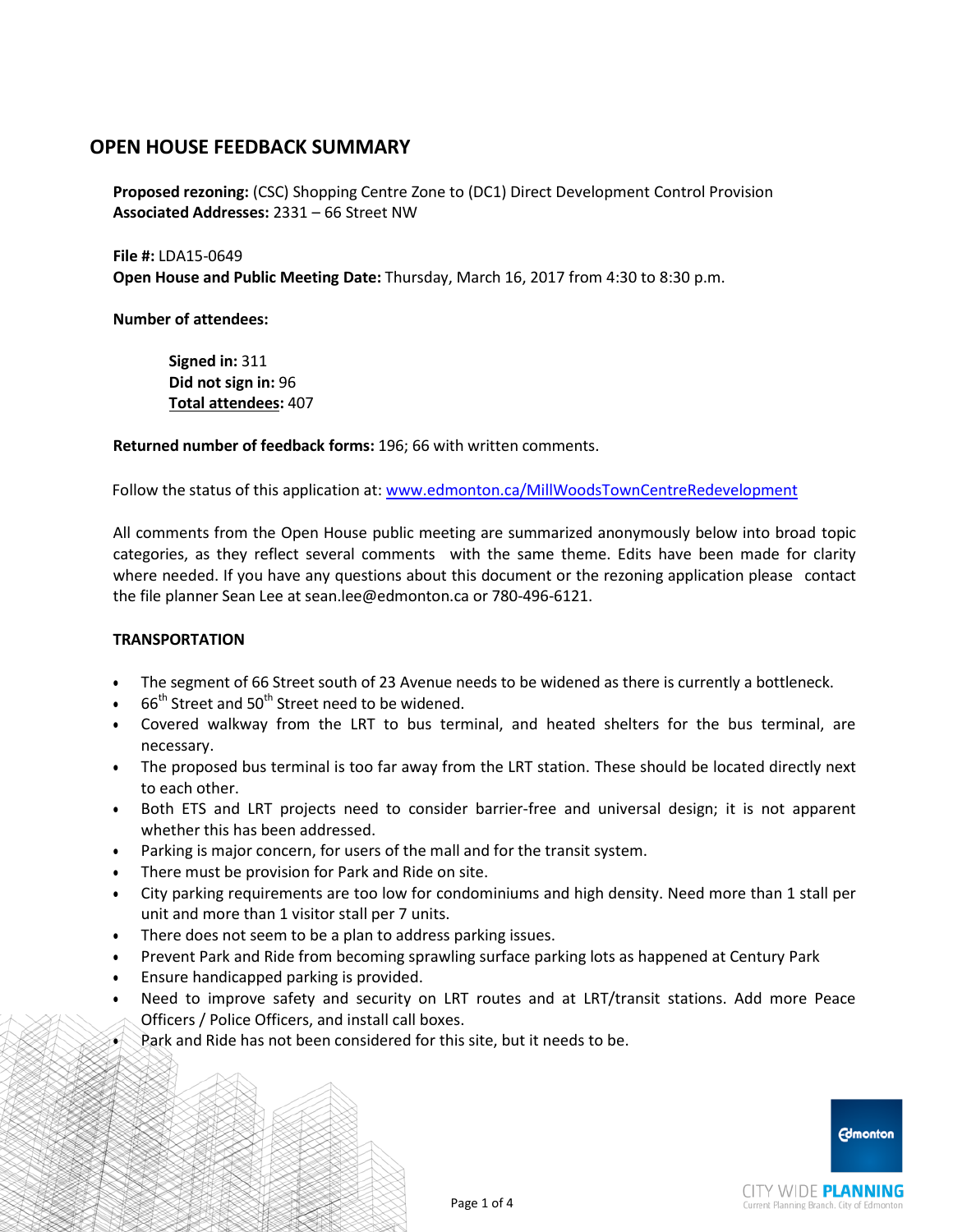## OPEN HOUSE FEEDBACK SUMMARY

**Proposed rezoning:** (CSC) Shopping Centre Zone to (DC1) Direct Development Control Provision
**Associated Addresses:** 2331 – 66 Street NW

**File #:** LDA15-0649
**Open House and Public Meeting Date:** Thursday, March 16, 2017 from 4:30 to 8:30 p.m.

**Number of attendees:**

**Signed in:** 311
**Did not sign in:** 96
**Total attendees:** 407

**Returned number of feedback forms:** 196; 66 with written comments.

Follow the status of this application at: www.edmonton.ca/MillWoodsTownCentreRedevelopment

All comments from the Open House public meeting are summarized anonymously below into broad topic categories, as they reflect several comments with the same theme. Edits have been made for clarity where needed. If you have any questions about this document or the rezoning application please contact the file planner Sean Lee at sean.lee@edmonton.ca or 780-496-6121.

### TRANSPORTATION

- The segment of 66 Street south of 23 Avenue needs to be widened as there is currently a bottleneck.
- 66th Street and 50th Street need to be widened.
- Covered walkway from the LRT to bus terminal, and heated shelters for the bus terminal, are necessary.
- The proposed bus terminal is too far away from the LRT station. These should be located directly next to each other.
- Both ETS and LRT projects need to consider barrier-free and universal design; it is not apparent whether this has been addressed.
- Parking is major concern, for users of the mall and for the transit system.
- There must be provision for Park and Ride on site.
- City parking requirements are too low for condominiums and high density. Need more than 1 stall per unit and more than 1 visitor stall per 7 units.
- There does not seem to be a plan to address parking issues.
- Prevent Park and Ride from becoming sprawling surface parking lots as happened at Century Park
- Ensure handicapped parking is provided.
- Need to improve safety and security on LRT routes and at LRT/transit stations. Add more Peace Officers / Police Officers, and install call boxes.
- Park and Ride has not been considered for this site, but it needs to be.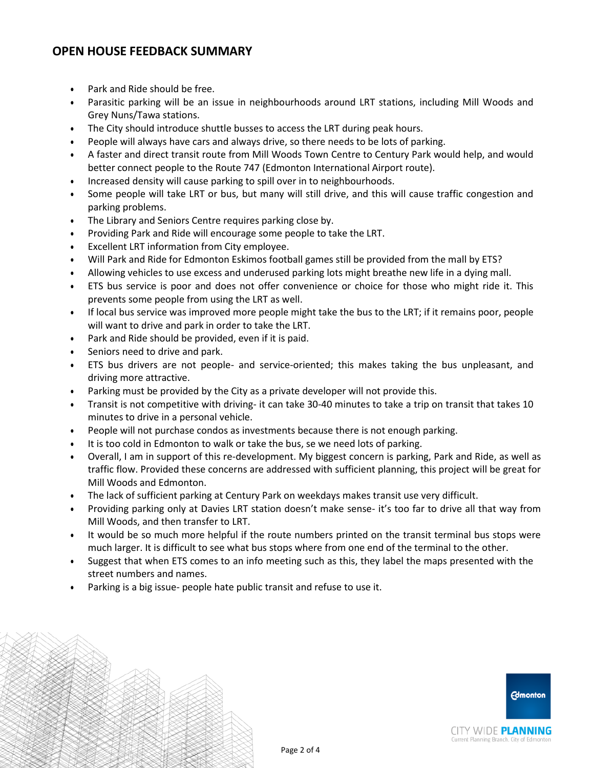## OPEN HOUSE FEEDBACK SUMMARY

- Park and Ride should be free.
- Parasitic parking will be an issue in neighbourhoods around LRT stations, including Mill Woods and Grey Nuns/Tawa stations.
- The City should introduce shuttle busses to access the LRT during peak hours.
- People will always have cars and always drive, so there needs to be lots of parking.
- A faster and direct transit route from Mill Woods Town Centre to Century Park would help, and would better connect people to the Route 747 (Edmonton International Airport route).
- Increased density will cause parking to spill over in to neighbourhoods.
- Some people will take LRT or bus, but many will still drive, and this will cause traffic congestion and parking problems.
- The Library and Seniors Centre requires parking close by.
- Providing Park and Ride will encourage some people to take the LRT.
- Excellent LRT information from City employee.
- Will Park and Ride for Edmonton Eskimos football games still be provided from the mall by ETS?
- Allowing vehicles to use excess and underused parking lots might breathe new life in a dying mall.
- ETS bus service is poor and does not offer convenience or choice for those who might ride it. This prevents some people from using the LRT as well.
- If local bus service was improved more people might take the bus to the LRT; if it remains poor, people will want to drive and park in order to take the LRT.
- Park and Ride should be provided, even if it is paid.
- Seniors need to drive and park.
- ETS bus drivers are not people- and service-oriented; this makes taking the bus unpleasant, and driving more attractive.
- Parking must be provided by the City as a private developer will not provide this.
- Transit is not competitive with driving- it can take 30-40 minutes to take a trip on transit that takes 10 minutes to drive in a personal vehicle.
- People will not purchase condos as investments because there is not enough parking.
- It is too cold in Edmonton to walk or take the bus, se we need lots of parking.
- Overall, I am in support of this re-development. My biggest concern is parking, Park and Ride, as well as traffic flow. Provided these concerns are addressed with sufficient planning, this project will be great for Mill Woods and Edmonton.
- The lack of sufficient parking at Century Park on weekdays makes transit use very difficult.
- Providing parking only at Davies LRT station doesn't make sense- it's too far to drive all that way from Mill Woods, and then transfer to LRT.
- It would be so much more helpful if the route numbers printed on the transit terminal bus stops were much larger. It is difficult to see what bus stops where from one end of the terminal to the other.
- Suggest that when ETS comes to an info meeting such as this, they label the maps presented with the street numbers and names.
- Parking is a big issue- people hate public transit and refuse to use it.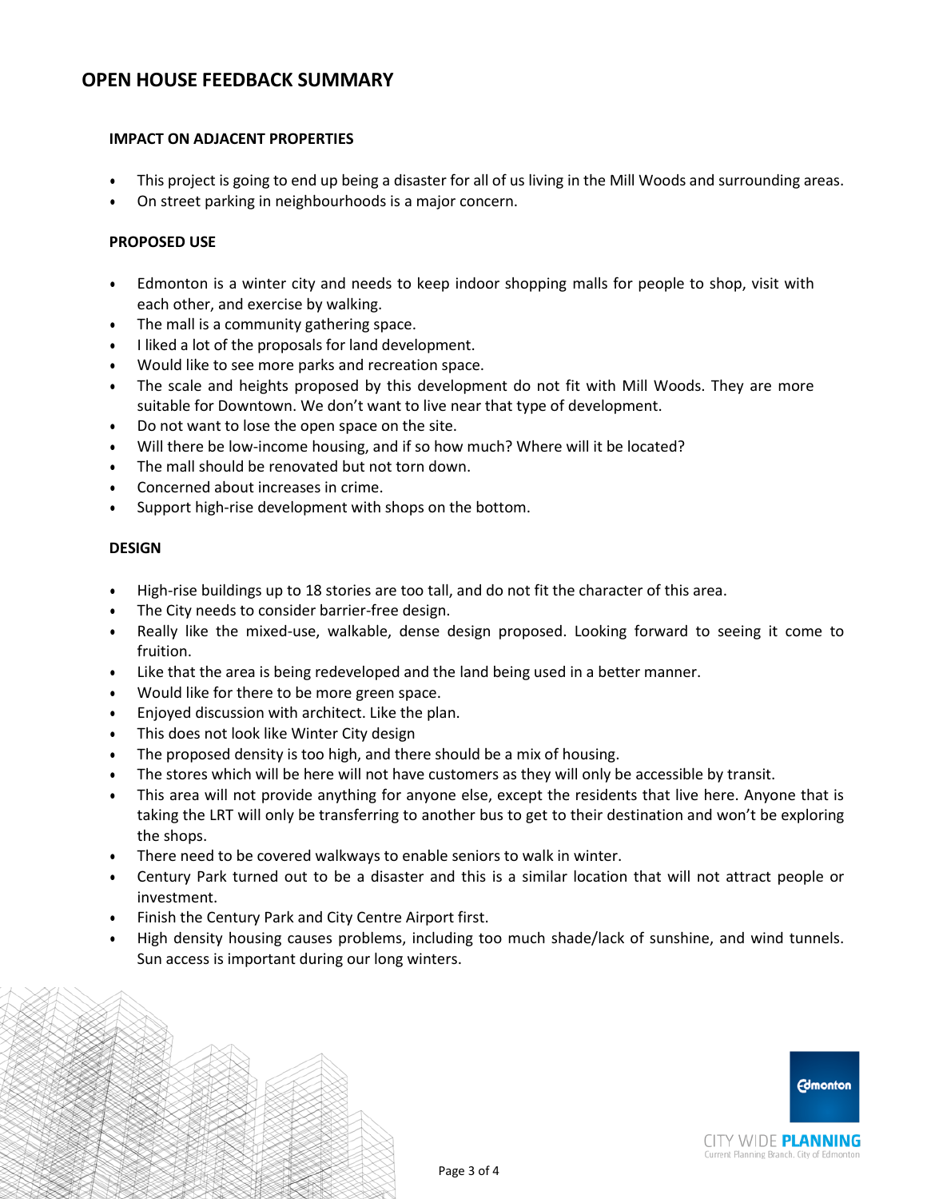# OPEN HOUSE FEEDBACK SUMMARY

### IMPACT ON ADJACENT PROPERTIES

- This project is going to end up being a disaster for all of us living in the Mill Woods and surrounding areas.
- On street parking in neighbourhoods is a major concern.

### PROPOSED USE

- Edmonton is a winter city and needs to keep indoor shopping malls for people to shop, visit with each other, and exercise by walking.
- The mall is a community gathering space.
- I liked a lot of the proposals for land development.
- Would like to see more parks and recreation space.
- The scale and heights proposed by this development do not fit with Mill Woods. They are more suitable for Downtown. We don't want to live near that type of development.
- Do not want to lose the open space on the site.
- Will there be low-income housing, and if so how much? Where will it be located?
- The mall should be renovated but not torn down.
- Concerned about increases in crime.
- Support high-rise development with shops on the bottom.

### DESIGN

- High-rise buildings up to 18 stories are too tall, and do not fit the character of this area.
- The City needs to consider barrier-free design.
- Really like the mixed-use, walkable, dense design proposed. Looking forward to seeing it come to fruition.
- Like that the area is being redeveloped and the land being used in a better manner.
- Would like for there to be more green space.
- Enjoyed discussion with architect. Like the plan.
- This does not look like Winter City design
- The proposed density is too high, and there should be a mix of housing.
- The stores which will be here will not have customers as they will only be accessible by transit.
- This area will not provide anything for anyone else, except the residents that live here. Anyone that is taking the LRT will only be transferring to another bus to get to their destination and won't be exploring the shops.
- There need to be covered walkways to enable seniors to walk in winter.
- Century Park turned out to be a disaster and this is a similar location that will not attract people or investment.
- Finish the Century Park and City Centre Airport first.
- High density housing causes problems, including too much shade/lack of sunshine, and wind tunnels. Sun access is important during our long winters.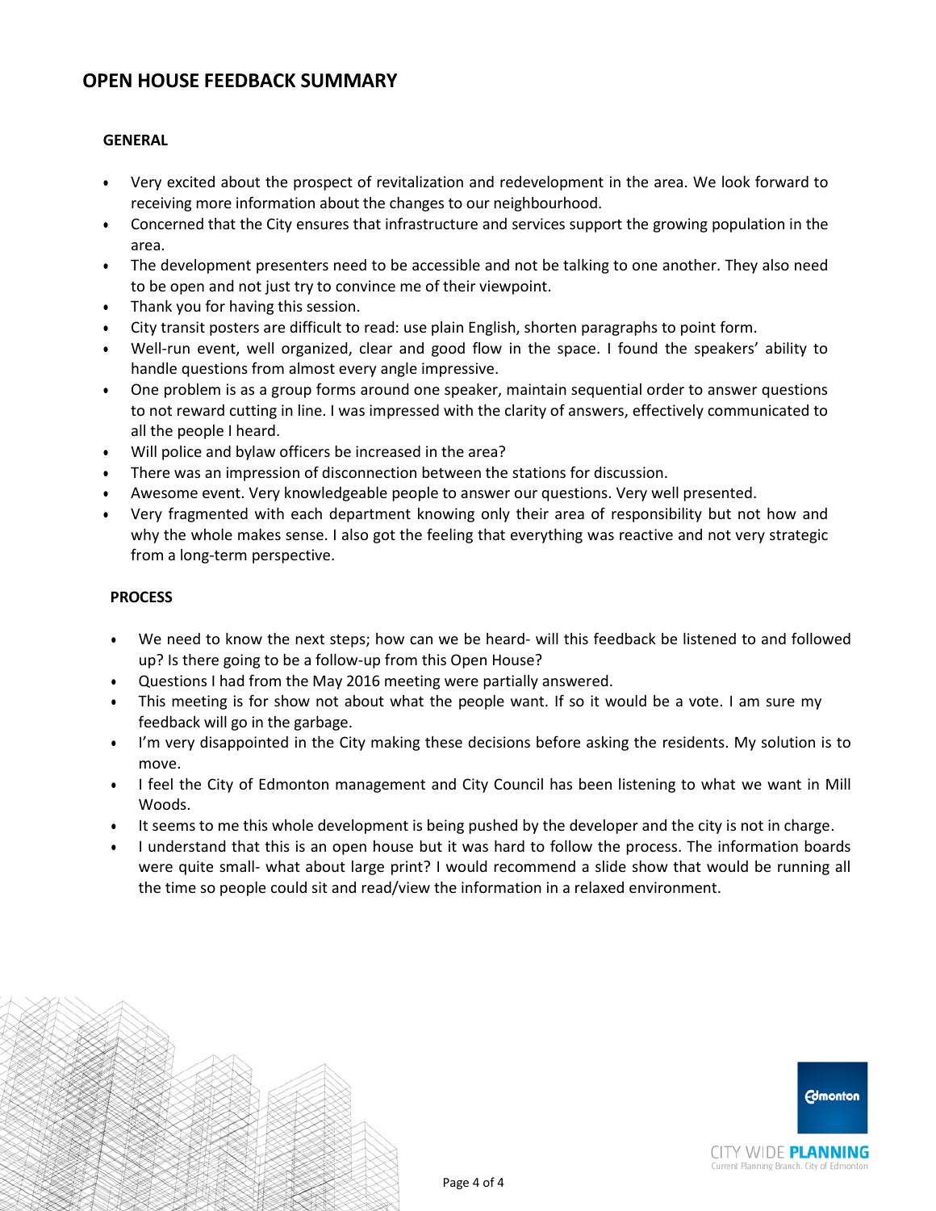# OPEN HOUSE FEEDBACK SUMMARY

### GENERAL

- Very excited about the prospect of revitalization and redevelopment in the area. We look forward to receiving more information about the changes to our neighbourhood.
- Concerned that the City ensures that infrastructure and services support the growing population in the area.
- The development presenters need to be accessible and not be talking to one another. They also need to be open and not just try to convince me of their viewpoint.
- Thank you for having this session.
- City transit posters are difficult to read: use plain English, shorten paragraphs to point form.
- Well-run event, well organized, clear and good flow in the space. I found the speakers' ability to handle questions from almost every angle impressive.
- One problem is as a group forms around one speaker, maintain sequential order to answer questions to not reward cutting in line. I was impressed with the clarity of answers, effectively communicated to all the people I heard.
- Will police and bylaw officers be increased in the area?
- There was an impression of disconnection between the stations for discussion.
- Awesome event. Very knowledgeable people to answer our questions. Very well presented.
- Very fragmented with each department knowing only their area of responsibility but not how and why the whole makes sense. I also got the feeling that everything was reactive and not very strategic from a long-term perspective.

### PROCESS

- We need to know the next steps; how can we be heard- will this feedback be listened to and followed up? Is there going to be a follow-up from this Open House?
- Questions I had from the May 2016 meeting were partially answered.
- This meeting is for show not about what the people want. If so it would be a vote. I am sure my feedback will go in the garbage.
- I'm very disappointed in the City making these decisions before asking the residents. My solution is to move.
- I feel the City of Edmonton management and City Council has been listening to what we want in Mill Woods.
- It seems to me this whole development is being pushed by the developer and the city is not in charge.
- I understand that this is an open house but it was hard to follow the process. The information boards were quite small- what about large print? I would recommend a slide show that would be running all the time so people could sit and read/view the information in a relaxed environment.